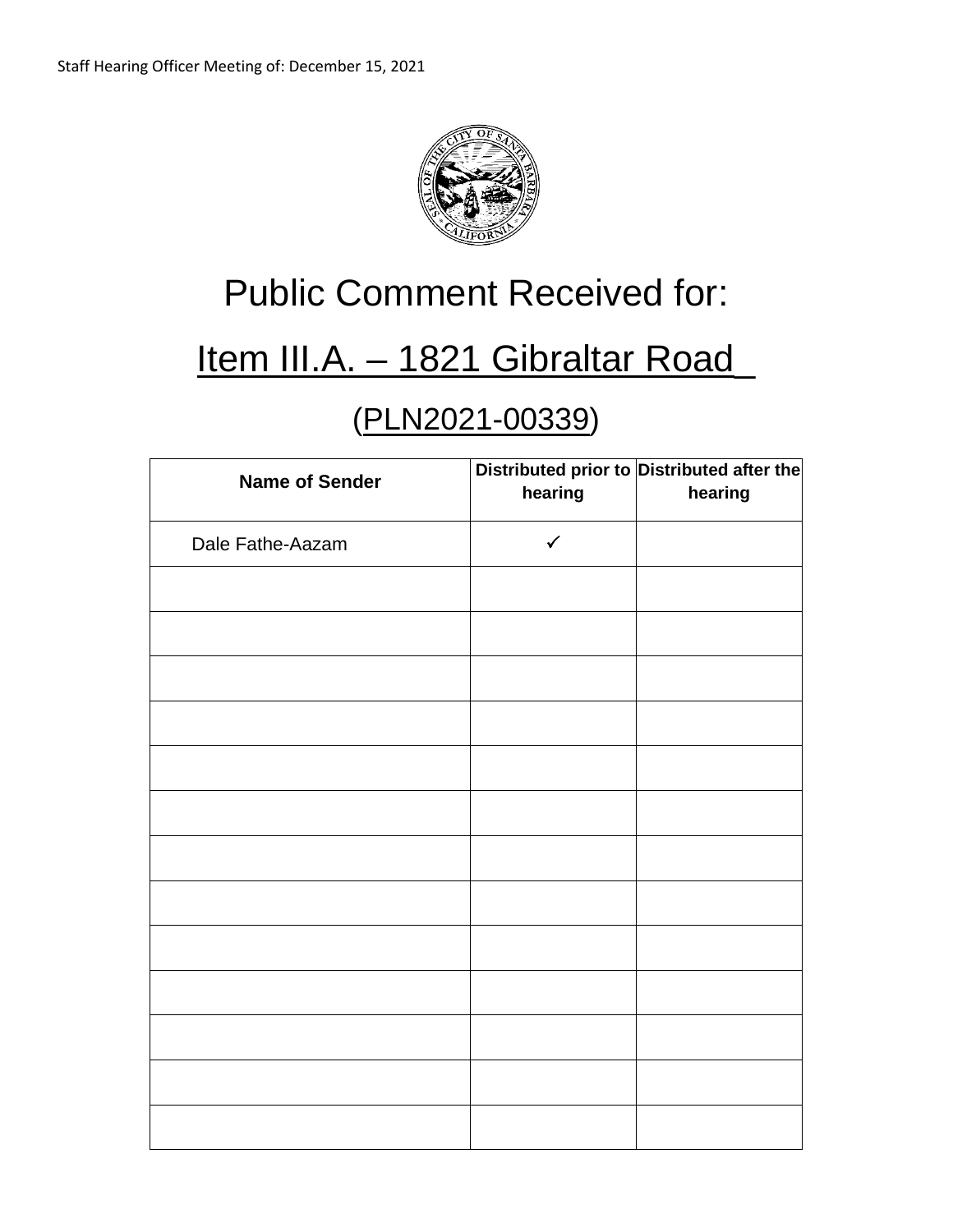Staff Hearing Officer Meeting of: December 15, 2021

# Public Comment Received for:

# Item III.A. – 1821 Gibraltar Road

## (PLN2021-00339)

| Name of Sender | Distributed prior to hearing | Distributed after the hearing |
| --- | --- | --- |
| Dale Fathe-Aazam | ✓ | |
| | | |
| | | |
| | | |
| | | |
| | | |
| | | |
| | | |
| | | |
| | | |
| | | |
| | | |
| | | |
| | | |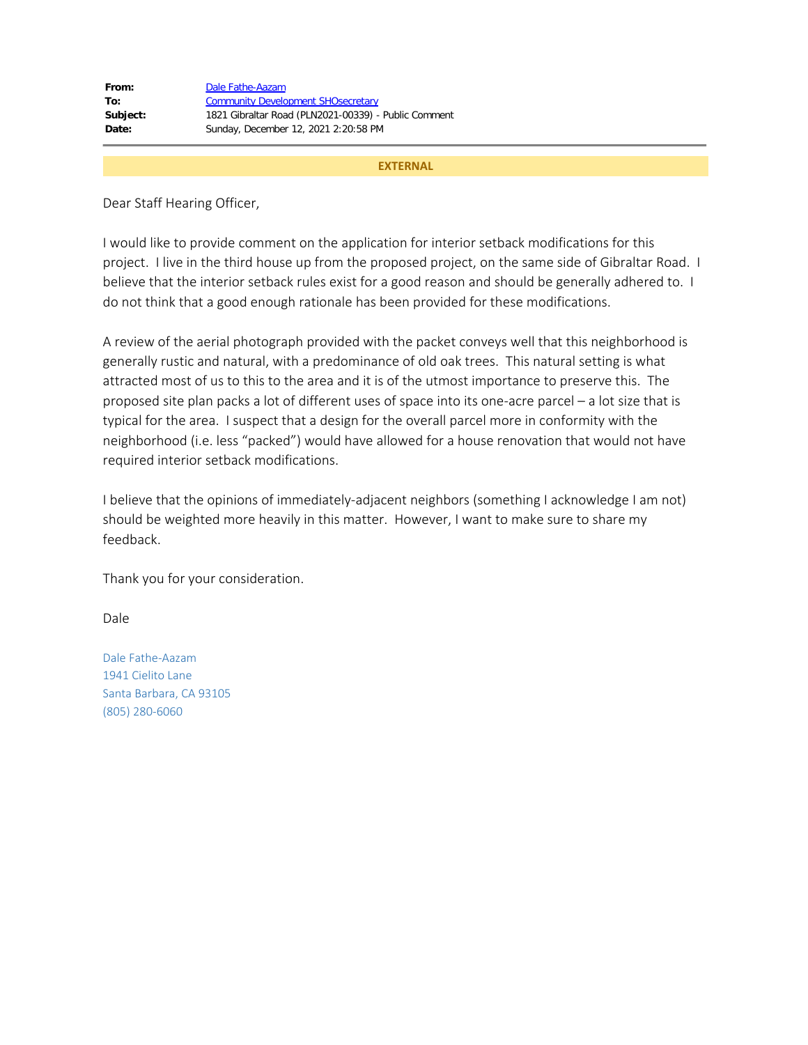| | |
|---|---|
| **From:** | Dale Fathe-Aazam |
| **To:** | Community Development SHOsecretary |
| **Subject:** | 1821 Gibraltar Road (PLN2021-00339) - Public Comment |
| **Date:** | Sunday, December 12, 2021 2:20:58 PM |

**EXTERNAL**

Dear Staff Hearing Officer,

I would like to provide comment on the application for interior setback modifications for this project. I live in the third house up from the proposed project, on the same side of Gibraltar Road. I believe that the interior setback rules exist for a good reason and should be generally adhered to. I do not think that a good enough rationale has been provided for these modifications.

A review of the aerial photograph provided with the packet conveys well that this neighborhood is generally rustic and natural, with a predominance of old oak trees. This natural setting is what attracted most of us to this to the area and it is of the utmost importance to preserve this. The proposed site plan packs a lot of different uses of space into its one-acre parcel – a lot size that is typical for the area. I suspect that a design for the overall parcel more in conformity with the neighborhood (i.e. less "packed") would have allowed for a house renovation that would not have required interior setback modifications.

I believe that the opinions of immediately-adjacent neighbors (something I acknowledge I am not) should be weighted more heavily in this matter. However, I want to make sure to share my feedback.

Thank you for your consideration.

Dale

Dale Fathe-Aazam
1941 Cielito Lane
Santa Barbara, CA 93105
(805) 280-6060